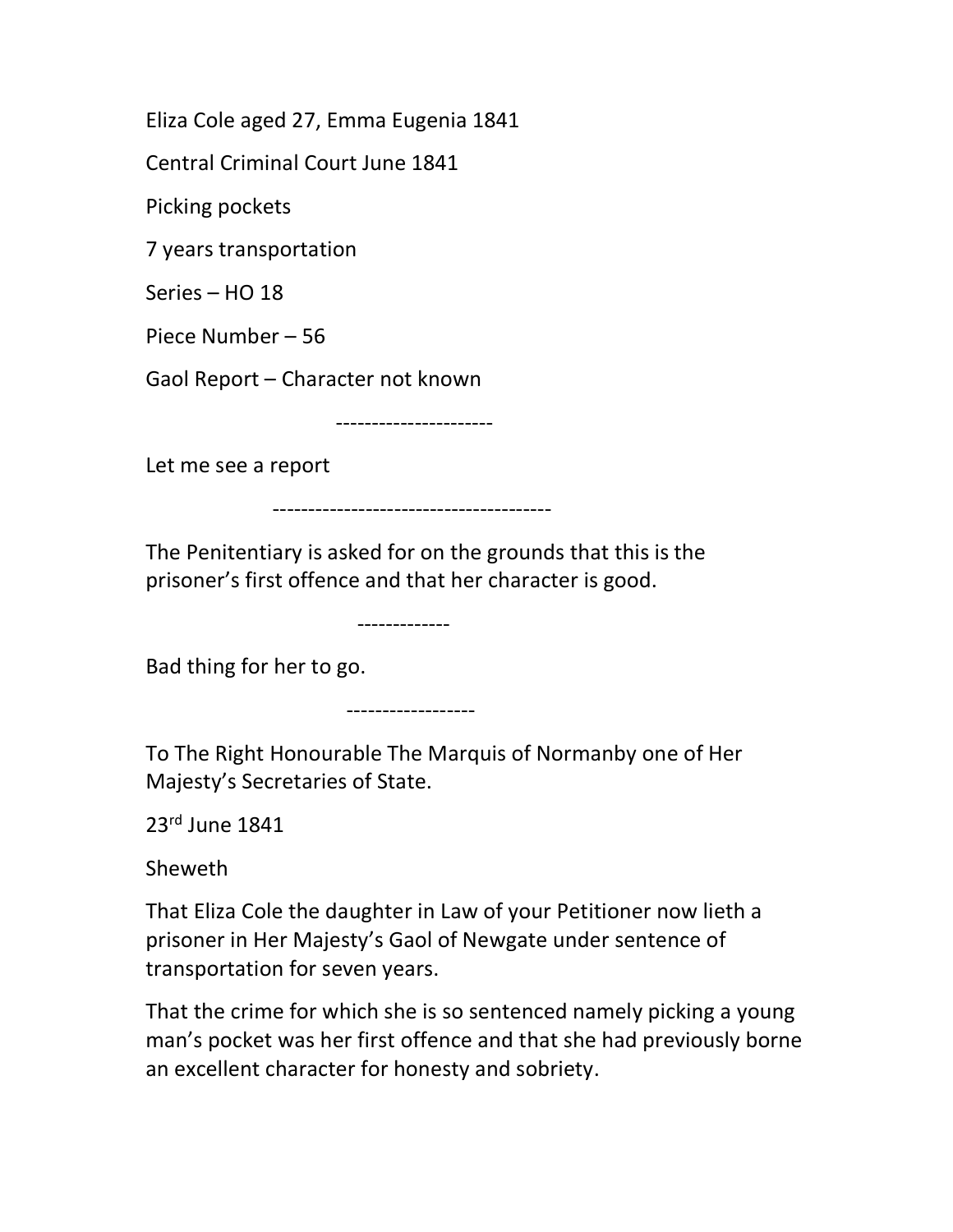Eliza Cole aged 27, Emma Eugenia 1841

Central Criminal Court June 1841

Picking pockets

7 years transportation

Series – HO 18

Piece Number – 56

Gaol Report – Character not known

---------------------

Let me see a report

--------------------------------------

The Penitentiary is asked for on the grounds that this is the prisoner's first offence and that her character is good.

-------------

Bad thing for her to go.

------------------

To The Right Honourable The Marquis of Normanby one of Her Majesty's Secretaries of State.

23rd June 1841

Sheweth

That Eliza Cole the daughter in Law of your Petitioner now lieth a prisoner in Her Majesty's Gaol of Newgate under sentence of transportation for seven years.

That the crime for which she is so sentenced namely picking a young man's pocket was her first offence and that she had previously borne an excellent character for honesty and sobriety.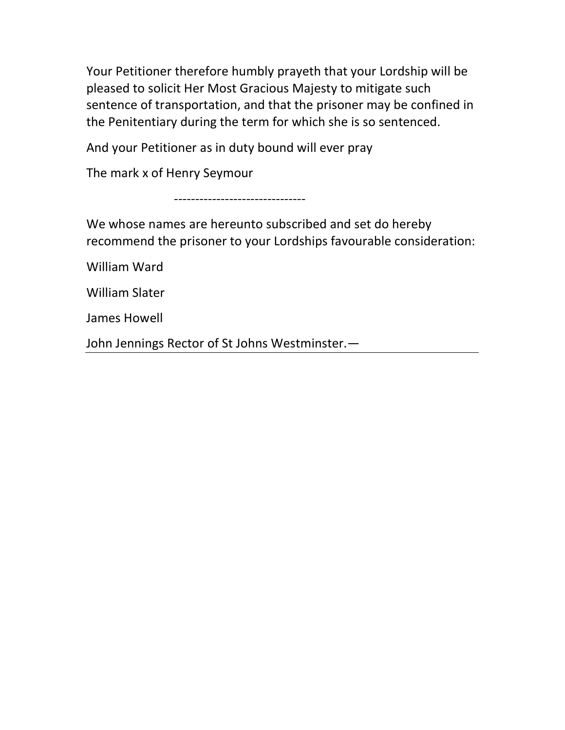Your Petitioner therefore humbly prayeth that your Lordship will be pleased to solicit Her Most Gracious Majesty to mitigate such sentence of transportation, and that the prisoner may be confined in the Penitentiary during the term for which she is so sentenced.

And your Petitioner as in duty bound will ever pray

The mark x of Henry Seymour

-------------------------------

We whose names are hereunto subscribed and set do hereby recommend the prisoner to your Lordships favourable consideration:

William Ward

William Slater

James Howell

John Jennings Rector of St Johns Westminster.—

---